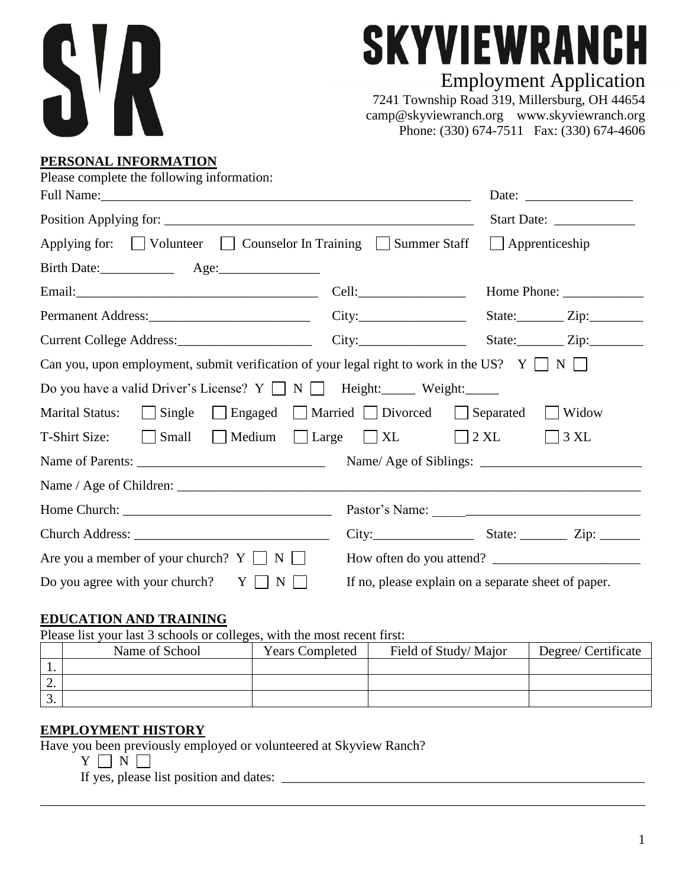# SKYVIEWRANCH

## Employment Application

7241 Township Road 319, Millersburg, OH 44654
camp@skyviewranch.org www.skyviewranch.org
Phone: (330) 674-7511 Fax: (330) 674-4606

## PERSONAL INFORMATION

Please complete the following information:

Full Name:_______________________________________________ Date: ________________

Position Applying for: _______________________________________ Start Date: ____________

Applying for: ☐ Volunteer ☐ Counselor In Training ☐ Summer Staff ☐ Apprenticeship

Birth Date:___________ Age:_______________

Email:___________________________________ Cell:________________ Home Phone: ____________

Permanent Address:________________________ City:________________ State:_______ Zip:________

Current College Address:____________________ City:________________ State:_______ Zip:________

Can you, upon employment, submit verification of your legal right to work in the US? Y ☐ N ☐

Do you have a valid Driver's License? Y ☐ N ☐ Height:_____ Weight:_____

Marital Status: ☐ Single ☐ Engaged ☐ Married ☐ Divorced ☐ Separated ☐ Widow

T-Shirt Size: ☐ Small ☐ Medium ☐ Large ☐ XL ☐ 2 XL ☐ 3 XL

Name of Parents: ____________________________ Name/ Age of Siblings: ________________________

Name / Age of Children: ______________________________________________________________

Home Church: _______________________________ Pastor's Name: ___________________________

Church Address: _____________________________ City:_______________ State: _______ Zip: ______

Are you a member of your church? Y ☐ N ☐ How often do you attend? ______________________

Do you agree with your church? Y ☐ N ☐ If no, please explain on a separate sheet of paper.

## EDUCATION AND TRAINING

Please list your last 3 schools or colleges, with the most recent first:

| | Name of School | Years Completed | Field of Study/ Major | Degree/ Certificate |
|---|---|---|---|---|
| 1. | | | | |
| 2. | | | | |
| 3. | | | | |

## EMPLOYMENT HISTORY

Have you been previously employed or volunteered at Skyview Ranch?

Y ☐ N ☐

If yes, please list position and dates: _____________________________________________________

_____________________________________________________________________________________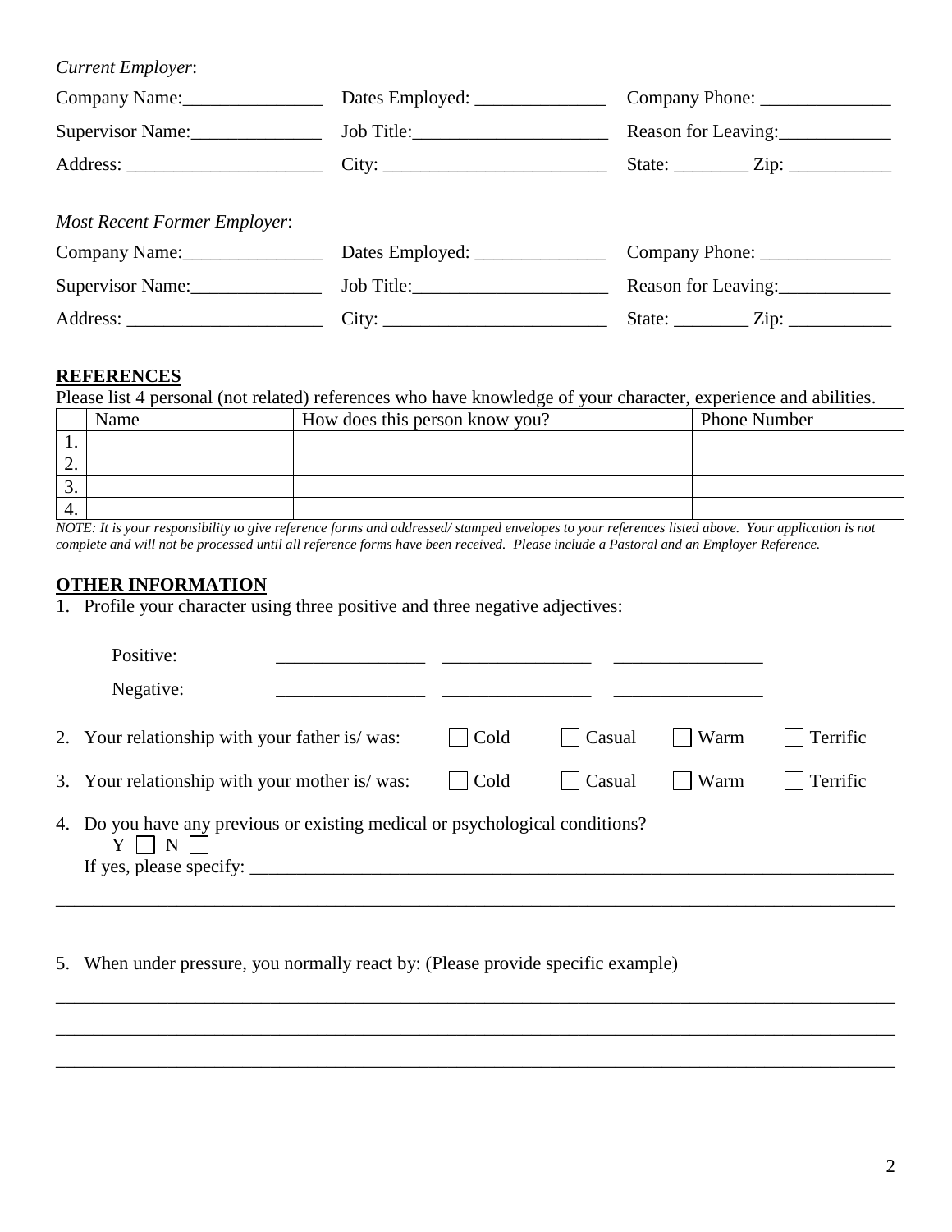*Current Employer*:

Company Name:_______________ Dates Employed: ______________ Company Phone: ______________

Supervisor Name:______________ Job Title:_____________________ Reason for Leaving:____________

Address: _____________________ City: ________________________ State: ________ Zip: ___________

*Most Recent Former Employer*:

Company Name:_______________ Dates Employed: ______________ Company Phone: ______________

Supervisor Name:______________ Job Title:_____________________ Reason for Leaving:____________

Address: _____________________ City: ________________________ State: ________ Zip: ___________

## REFERENCES

Please list 4 personal (not related) references who have knowledge of your character, experience and abilities.

| | Name | How does this person know you? | Phone Number |
|---|---|---|---|
| 1. | | | |
| 2. | | | |
| 3. | | | |
| 4. | | | |

*NOTE: It is your responsibility to give reference forms and addressed/ stamped envelopes to your references listed above. Your application is not complete and will not be processed until all reference forms have been received. Please include a Pastoral and an Employer Reference.*

## OTHER INFORMATION

1. Profile your character using three positive and three negative adjectives:

   Positive: ________________ ________________ ________________

   Negative: ________________ ________________ ________________

2. Your relationship with your father is/ was: ☐ Cold ☐ Casual ☐ Warm ☐ Terrific

3. Your relationship with your mother is/ was: ☐ Cold ☐ Casual ☐ Warm ☐ Terrific

4. Do you have any previous or existing medical or psychological conditions?
   Y ☐ N ☐
   If yes, please specify: ______________________________________________________________________

_____________________________________________________________________________________________

5. When under pressure, you normally react by: (Please provide specific example)

_____________________________________________________________________________________________

_____________________________________________________________________________________________

_____________________________________________________________________________________________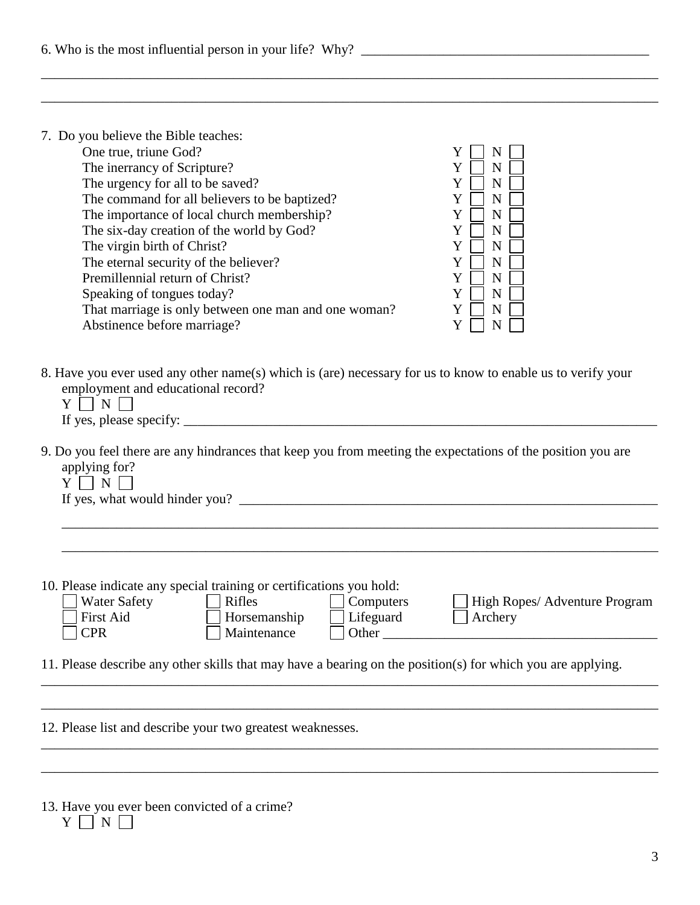6. Who is the most influential person in your life? Why? ____________________________________________

______________________________________________________________________________________________

______________________________________________________________________________________________

7. Do you believe the Bible teaches:

| | |
|---|---|
| One true, triune God? | Y ☐ N ☐ |
| The inerrancy of Scripture? | Y ☐ N ☐ |
| The urgency for all to be saved? | Y ☐ N ☐ |
| The command for all believers to be baptized? | Y ☐ N ☐ |
| The importance of local church membership? | Y ☐ N ☐ |
| The six-day creation of the world by God? | Y ☐ N ☐ |
| The virgin birth of Christ? | Y ☐ N ☐ |
| The eternal security of the believer? | Y ☐ N ☐ |
| Premillennial return of Christ? | Y ☐ N ☐ |
| Speaking of tongues today? | Y ☐ N ☐ |
| That marriage is only between one man and one woman? | Y ☐ N ☐ |
| Abstinence before marriage? | Y ☐ N ☐ |

8. Have you ever used any other name(s) which is (are) necessary for us to know to enable us to verify your employment and educational record?

Y ☐ N ☐

If yes, please specify: ______________________________________________________________________

9. Do you feel there are any hindrances that keep you from meeting the expectations of the position you are applying for?

Y ☐ N ☐

If yes, what would hinder you? _______________________________________________________________

______________________________________________________________________________________________

______________________________________________________________________________________________

10. Please indicate any special training or certifications you hold:

| | | | |
|---|---|---|---|
| ☐ Water Safety | ☐ Rifles | ☐ Computers | ☐ High Ropes/ Adventure Program |
| ☐ First Aid | ☐ Horsemanship | ☐ Lifeguard | ☐ Archery |
| ☐ CPR | ☐ Maintenance | ☐ Other ______________________ | |

11. Please describe any other skills that may have a bearing on the position(s) for which you are applying.

______________________________________________________________________________________________

______________________________________________________________________________________________

12. Please list and describe your two greatest weaknesses.

______________________________________________________________________________________________

______________________________________________________________________________________________

13. Have you ever been convicted of a crime?

Y ☐ N ☐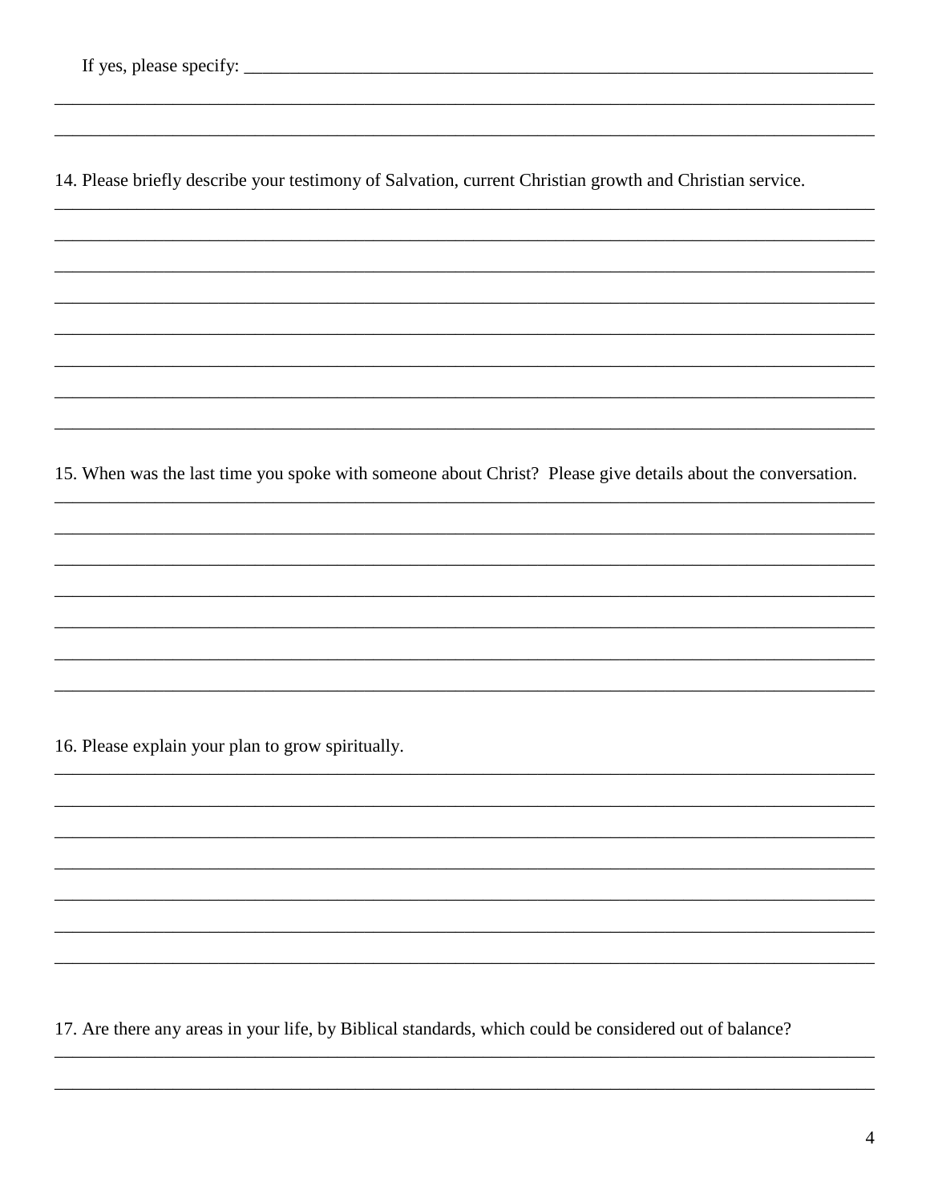If yes, please specify: ______________________________________________________________________

____________________________________________________________________________________________

____________________________________________________________________________________________

14. Please briefly describe your testimony of Salvation, current Christian growth and Christian service.

____________________________________________________________________________________________

____________________________________________________________________________________________

____________________________________________________________________________________________

____________________________________________________________________________________________

____________________________________________________________________________________________

____________________________________________________________________________________________

____________________________________________________________________________________________

____________________________________________________________________________________________

15. When was the last time you spoke with someone about Christ? Please give details about the conversation.

____________________________________________________________________________________________

____________________________________________________________________________________________

____________________________________________________________________________________________

____________________________________________________________________________________________

____________________________________________________________________________________________

____________________________________________________________________________________________

____________________________________________________________________________________________

16. Please explain your plan to grow spiritually.

____________________________________________________________________________________________

____________________________________________________________________________________________

____________________________________________________________________________________________

____________________________________________________________________________________________

____________________________________________________________________________________________

____________________________________________________________________________________________

____________________________________________________________________________________________

17. Are there any areas in your life, by Biblical standards, which could be considered out of balance?

____________________________________________________________________________________________

____________________________________________________________________________________________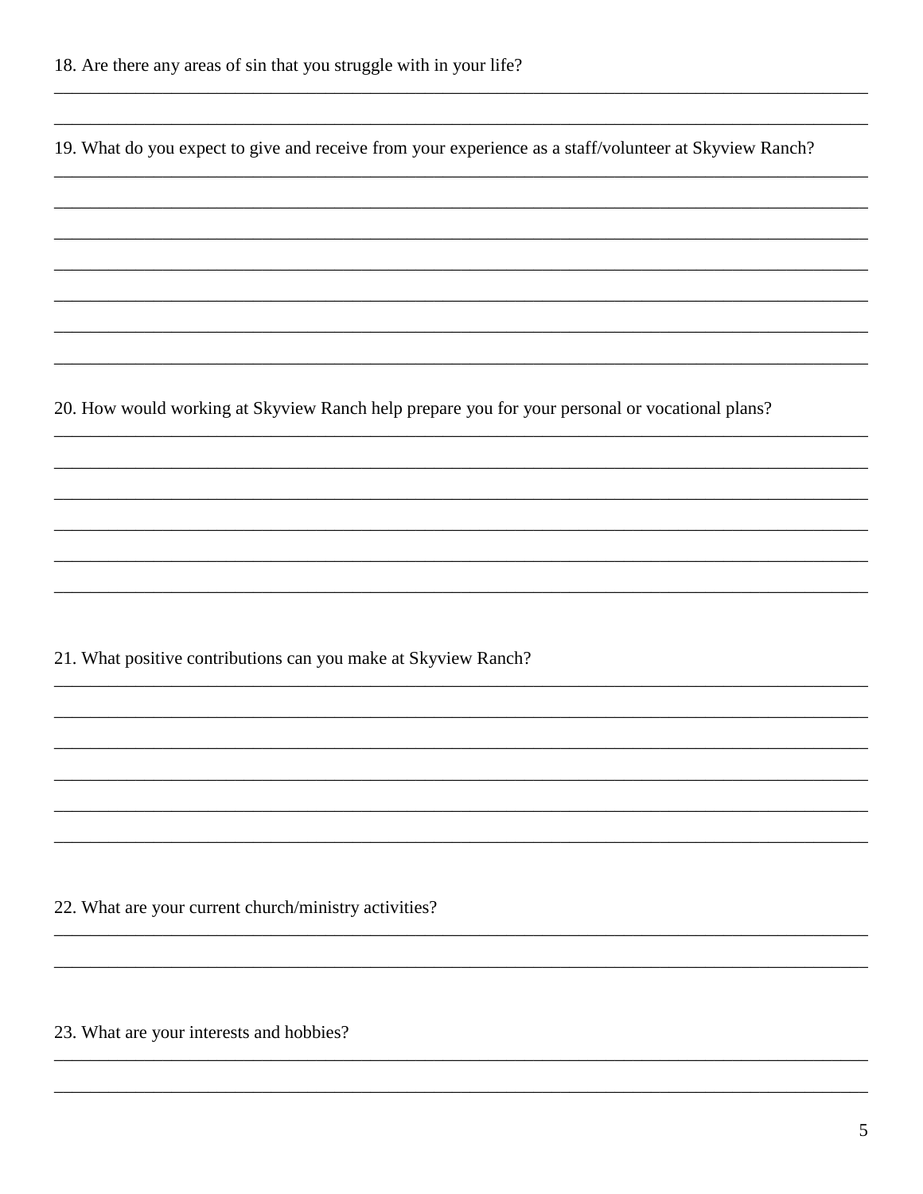18. Are there any areas of sin that you struggle with in your life?

______________________________________________________________________________

______________________________________________________________________________

19. What do you expect to give and receive from your experience as a staff/volunteer at Skyview Ranch?

______________________________________________________________________________

______________________________________________________________________________

______________________________________________________________________________

______________________________________________________________________________

______________________________________________________________________________

______________________________________________________________________________

______________________________________________________________________________

20. How would working at Skyview Ranch help prepare you for your personal or vocational plans?

______________________________________________________________________________

______________________________________________________________________________

______________________________________________________________________________

______________________________________________________________________________

______________________________________________________________________________

______________________________________________________________________________

21. What positive contributions can you make at Skyview Ranch?

______________________________________________________________________________

______________________________________________________________________________

______________________________________________________________________________

______________________________________________________________________________

______________________________________________________________________________

______________________________________________________________________________

22. What are your current church/ministry activities?

______________________________________________________________________________

______________________________________________________________________________

23. What are your interests and hobbies?

______________________________________________________________________________

______________________________________________________________________________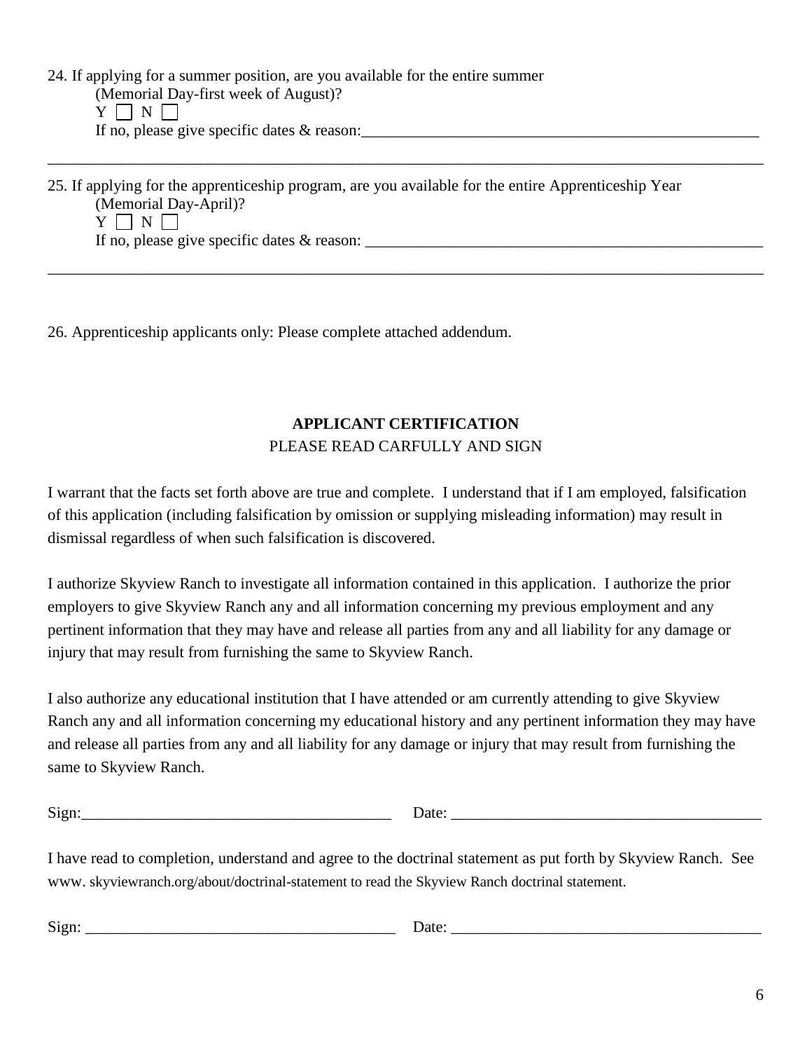24. If applying for a summer position, are you available for the entire summer
    (Memorial Day-first week of August)?
    Y ☐ N ☐
    If no, please give specific dates & reason:___________________________________________________

_______________________________________________________________________________________________

25. If applying for the apprenticeship program, are you available for the entire Apprenticeship Year
    (Memorial Day-April)?
    Y ☐ N ☐
    If no, please give specific dates & reason: ___________________________________________________

_______________________________________________________________________________________________

26. Apprenticeship applicants only: Please complete attached addendum.

**APPLICANT CERTIFICATION**

PLEASE READ CARFULLY AND SIGN

I warrant that the facts set forth above are true and complete. I understand that if I am employed, falsification of this application (including falsification by omission or supplying misleading information) may result in dismissal regardless of when such falsification is discovered.

I authorize Skyview Ranch to investigate all information contained in this application. I authorize the prior employers to give Skyview Ranch any and all information concerning my previous employment and any pertinent information that they may have and release all parties from any and all liability for any damage or injury that may result from furnishing the same to Skyview Ranch.

I also authorize any educational institution that I have attended or am currently attending to give Skyview Ranch any and all information concerning my educational history and any pertinent information they may have and release all parties from any and all liability for any damage or injury that may result from furnishing the same to Skyview Ranch.

Sign:_______________________________________ Date: _______________________________________

I have read to completion, understand and agree to the doctrinal statement as put forth by Skyview Ranch. See www. skyviewranch.org/about/doctrinal-statement to read the Skyview Ranch doctrinal statement.

Sign: _______________________________________ Date: _______________________________________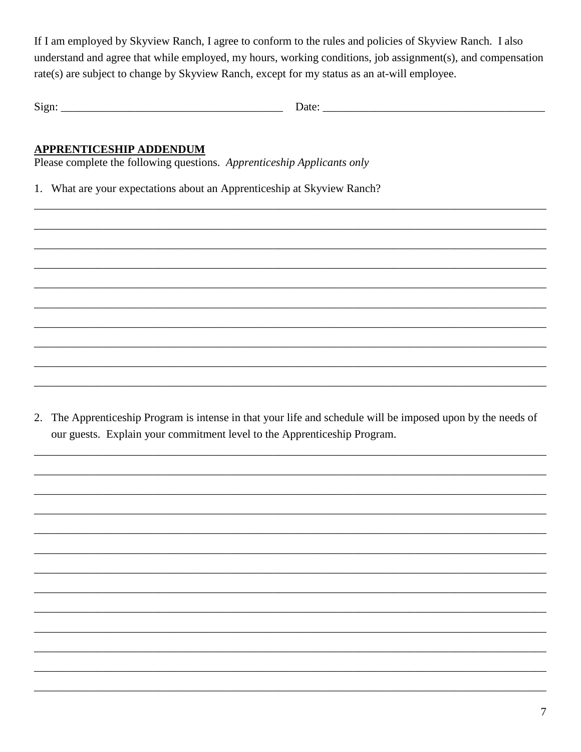If I am employed by Skyview Ranch, I agree to conform to the rules and policies of Skyview Ranch. I also understand and agree that while employed, my hours, working conditions, job assignment(s), and compensation rate(s) are subject to change by Skyview Ranch, except for my status as an at-will employee.

Sign: _______________________________________ Date: _______________________________________

**APPRENTICESHIP ADDENDUM**

Please complete the following questions. *Apprenticeship Applicants only*

1. What are your expectations about an Apprenticeship at Skyview Ranch?

_____________________________________________________________________________________

_____________________________________________________________________________________

_____________________________________________________________________________________

_____________________________________________________________________________________

_____________________________________________________________________________________

_____________________________________________________________________________________

_____________________________________________________________________________________

_____________________________________________________________________________________

_____________________________________________________________________________________

_____________________________________________________________________________________

2. The Apprenticeship Program is intense in that your life and schedule will be imposed upon by the needs of our guests. Explain your commitment level to the Apprenticeship Program.

_____________________________________________________________________________________

_____________________________________________________________________________________

_____________________________________________________________________________________

_____________________________________________________________________________________

_____________________________________________________________________________________

_____________________________________________________________________________________

_____________________________________________________________________________________

_____________________________________________________________________________________

_____________________________________________________________________________________

_____________________________________________________________________________________

_____________________________________________________________________________________

_____________________________________________________________________________________

_____________________________________________________________________________________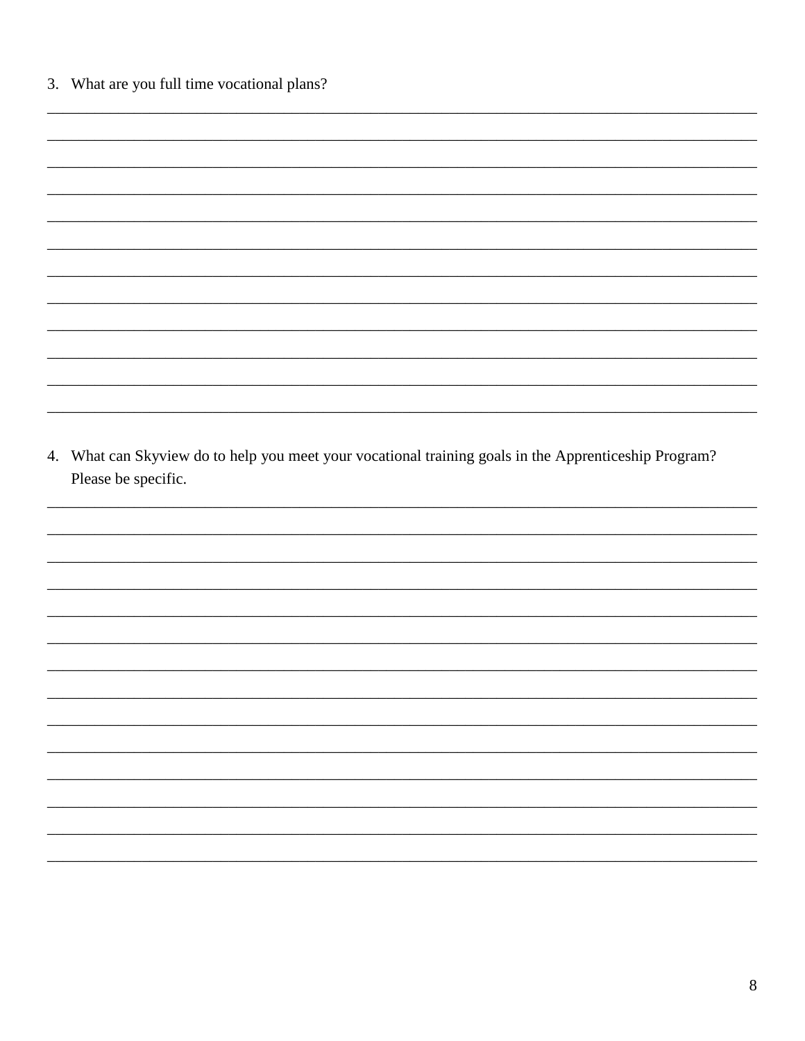3. What are you full time vocational plans?

______________________________________________________________________________
______________________________________________________________________________
______________________________________________________________________________
______________________________________________________________________________
______________________________________________________________________________
______________________________________________________________________________
______________________________________________________________________________
______________________________________________________________________________
______________________________________________________________________________
______________________________________________________________________________
______________________________________________________________________________
______________________________________________________________________________

4. What can Skyview do to help you meet your vocational training goals in the Apprenticeship Program? Please be specific.

______________________________________________________________________________
______________________________________________________________________________
______________________________________________________________________________
______________________________________________________________________________
______________________________________________________________________________
______________________________________________________________________________
______________________________________________________________________________
______________________________________________________________________________
______________________________________________________________________________
______________________________________________________________________________
______________________________________________________________________________
______________________________________________________________________________
______________________________________________________________________________
______________________________________________________________________________